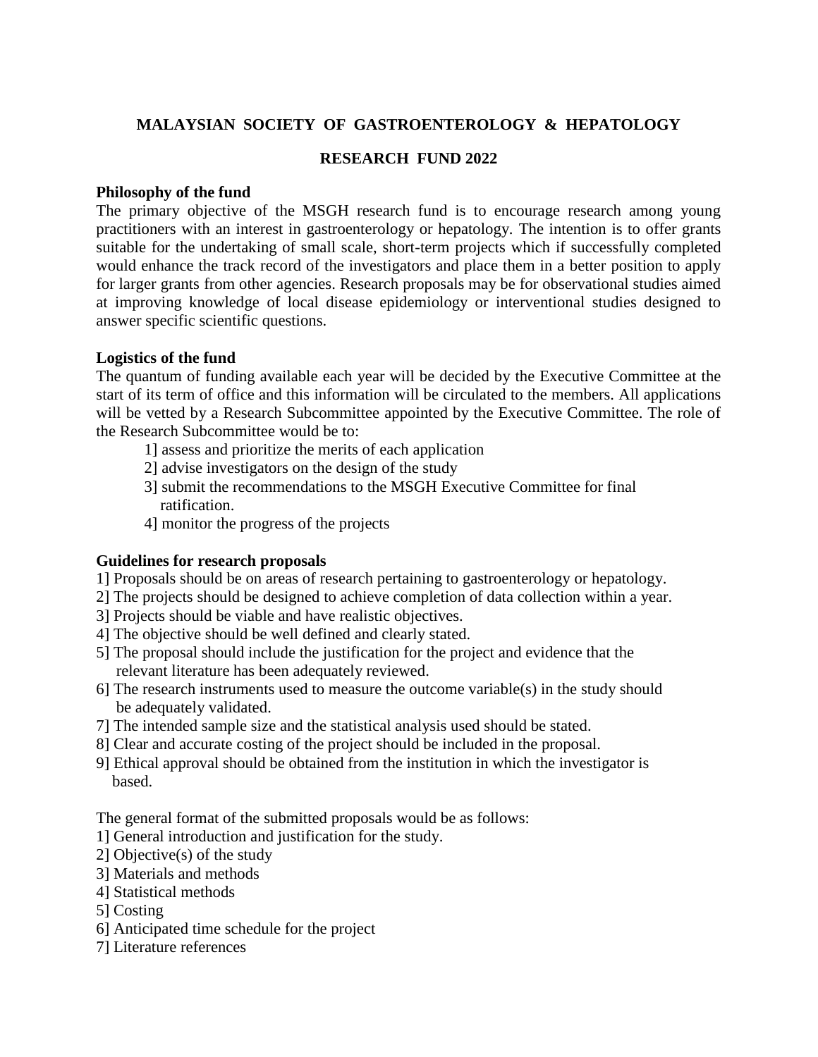# MALAYSIAN SOCIETY OF GASTROENTEROLOGY & HEPATOLOGY

## RESEARCH FUND 2022

**Philosophy of the fund**

The primary objective of the MSGH research fund is to encourage research among young practitioners with an interest in gastroenterology or hepatology. The intention is to offer grants suitable for the undertaking of small scale, short-term projects which if successfully completed would enhance the track record of the investigators and place them in a better position to apply for larger grants from other agencies. Research proposals may be for observational studies aimed at improving knowledge of local disease epidemiology or interventional studies designed to answer specific scientific questions.

**Logistics of the fund**

The quantum of funding available each year will be decided by the Executive Committee at the start of its term of office and this information will be circulated to the members. All applications will be vetted by a Research Subcommittee appointed by the Executive Committee. The role of the Research Subcommittee would be to:

1] assess and prioritize the merits of each application
2] advise investigators on the design of the study
3] submit the recommendations to the MSGH Executive Committee for final ratification.
4] monitor the progress of the projects

**Guidelines for research proposals**

1] Proposals should be on areas of research pertaining to gastroenterology or hepatology.
2] The projects should be designed to achieve completion of data collection within a year.
3] Projects should be viable and have realistic objectives.
4] The objective should be well defined and clearly stated.
5] The proposal should include the justification for the project and evidence that the relevant literature has been adequately reviewed.
6] The research instruments used to measure the outcome variable(s) in the study should be adequately validated.
7] The intended sample size and the statistical analysis used should be stated.
8] Clear and accurate costing of the project should be included in the proposal.
9] Ethical approval should be obtained from the institution in which the investigator is based.

The general format of the submitted proposals would be as follows:

1] General introduction and justification for the study.
2] Objective(s) of the study
3] Materials and methods
4] Statistical methods
5] Costing
6] Anticipated time schedule for the project
7] Literature references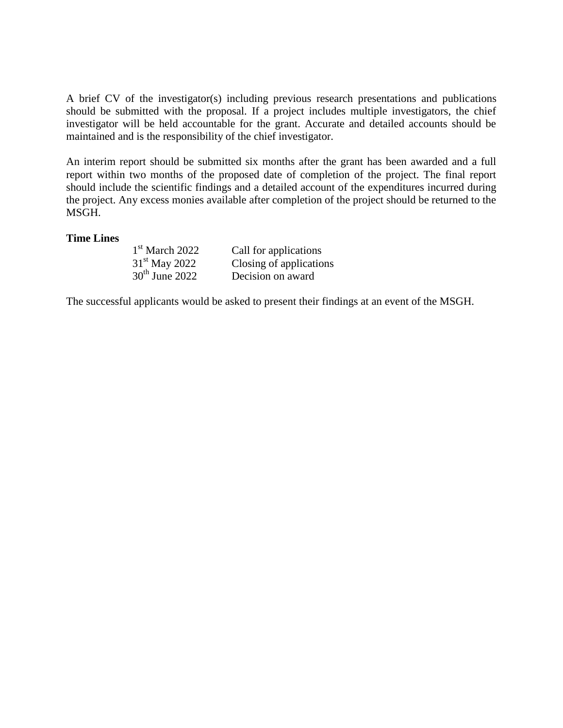A brief CV of the investigator(s) including previous research presentations and publications should be submitted with the proposal. If a project includes multiple investigators, the chief investigator will be held accountable for the grant. Accurate and detailed accounts should be maintained and is the responsibility of the chief investigator.

An interim report should be submitted six months after the grant has been awarded and a full report within two months of the proposed date of completion of the project. The final report should include the scientific findings and a detailed account of the expenditures incurred during the project. Any excess monies available after completion of the project should be returned to the MSGH.

**Time Lines**

| | |
|---|---|
| 1st March 2022 | Call for applications |
| 31st May 2022 | Closing of applications |
| 30th June 2022 | Decision on award |

The successful applicants would be asked to present their findings at an event of the MSGH.